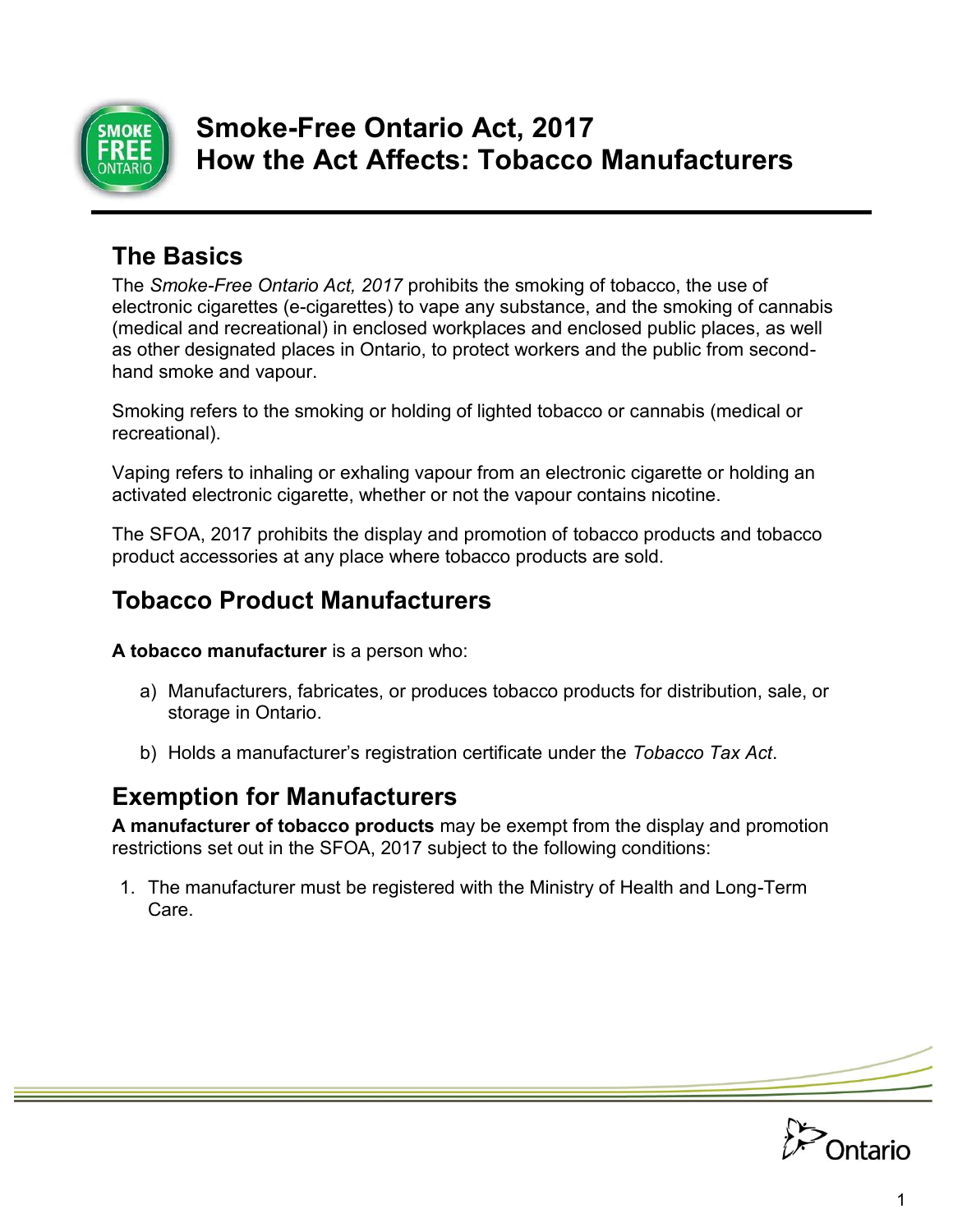# Smoke-Free Ontario Act, 2017
# How the Act Affects: Tobacco Manufacturers

## The Basics

The *Smoke-Free Ontario Act, 2017* prohibits the smoking of tobacco, the use of electronic cigarettes (e-cigarettes) to vape any substance, and the smoking of cannabis (medical and recreational) in enclosed workplaces and enclosed public places, as well as other designated places in Ontario, to protect workers and the public from second-hand smoke and vapour.

Smoking refers to the smoking or holding of lighted tobacco or cannabis (medical or recreational).

Vaping refers to inhaling or exhaling vapour from an electronic cigarette or holding an activated electronic cigarette, whether or not the vapour contains nicotine.

The SFOA, 2017 prohibits the display and promotion of tobacco products and tobacco product accessories at any place where tobacco products are sold.

## Tobacco Product Manufacturers

**A tobacco manufacturer** is a person who:

a) Manufacturers, fabricates, or produces tobacco products for distribution, sale, or storage in Ontario.

b) Holds a manufacturer's registration certificate under the *Tobacco Tax Act*.

## Exemption for Manufacturers

**A manufacturer of tobacco products** may be exempt from the display and promotion restrictions set out in the SFOA, 2017 subject to the following conditions:

1. The manufacturer must be registered with the Ministry of Health and Long-Term Care.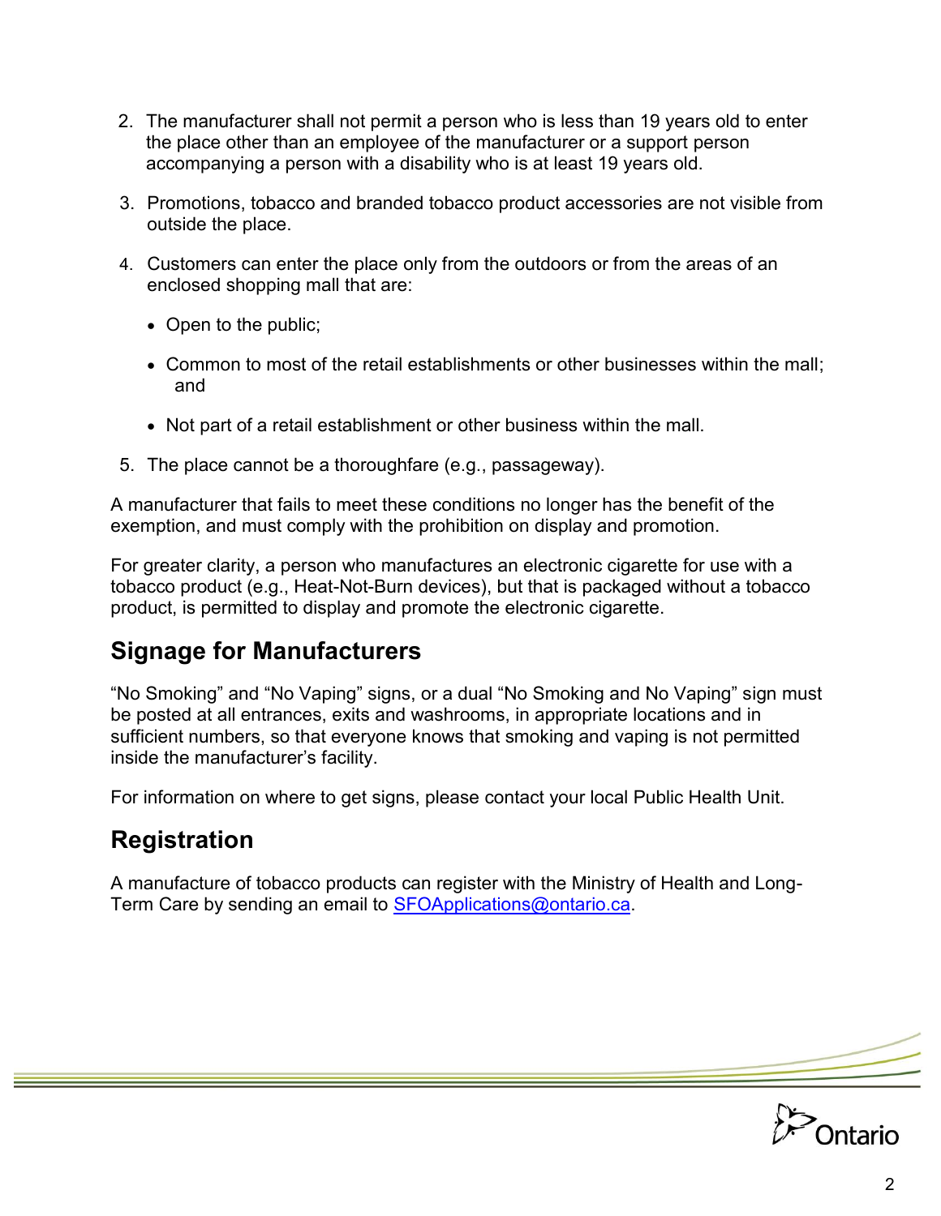2. The manufacturer shall not permit a person who is less than 19 years old to enter the place other than an employee of the manufacturer or a support person accompanying a person with a disability who is at least 19 years old.
3. Promotions, tobacco and branded tobacco product accessories are not visible from outside the place.
4. Customers can enter the place only from the outdoors or from the areas of an enclosed shopping mall that are:
   - Open to the public;
   - Common to most of the retail establishments or other businesses within the mall; and
   - Not part of a retail establishment or other business within the mall.
5. The place cannot be a thoroughfare (e.g., passageway).

A manufacturer that fails to meet these conditions no longer has the benefit of the exemption, and must comply with the prohibition on display and promotion.

For greater clarity, a person who manufactures an electronic cigarette for use with a tobacco product (e.g., Heat-Not-Burn devices), but that is packaged without a tobacco product, is permitted to display and promote the electronic cigarette.

## Signage for Manufacturers

"No Smoking" and "No Vaping" signs, or a dual "No Smoking and No Vaping" sign must be posted at all entrances, exits and washrooms, in appropriate locations and in sufficient numbers, so that everyone knows that smoking and vaping is not permitted inside the manufacturer's facility.

For information on where to get signs, please contact your local Public Health Unit.

## Registration

A manufacture of tobacco products can register with the Ministry of Health and Long-Term Care by sending an email to SFOApplications@ontario.ca.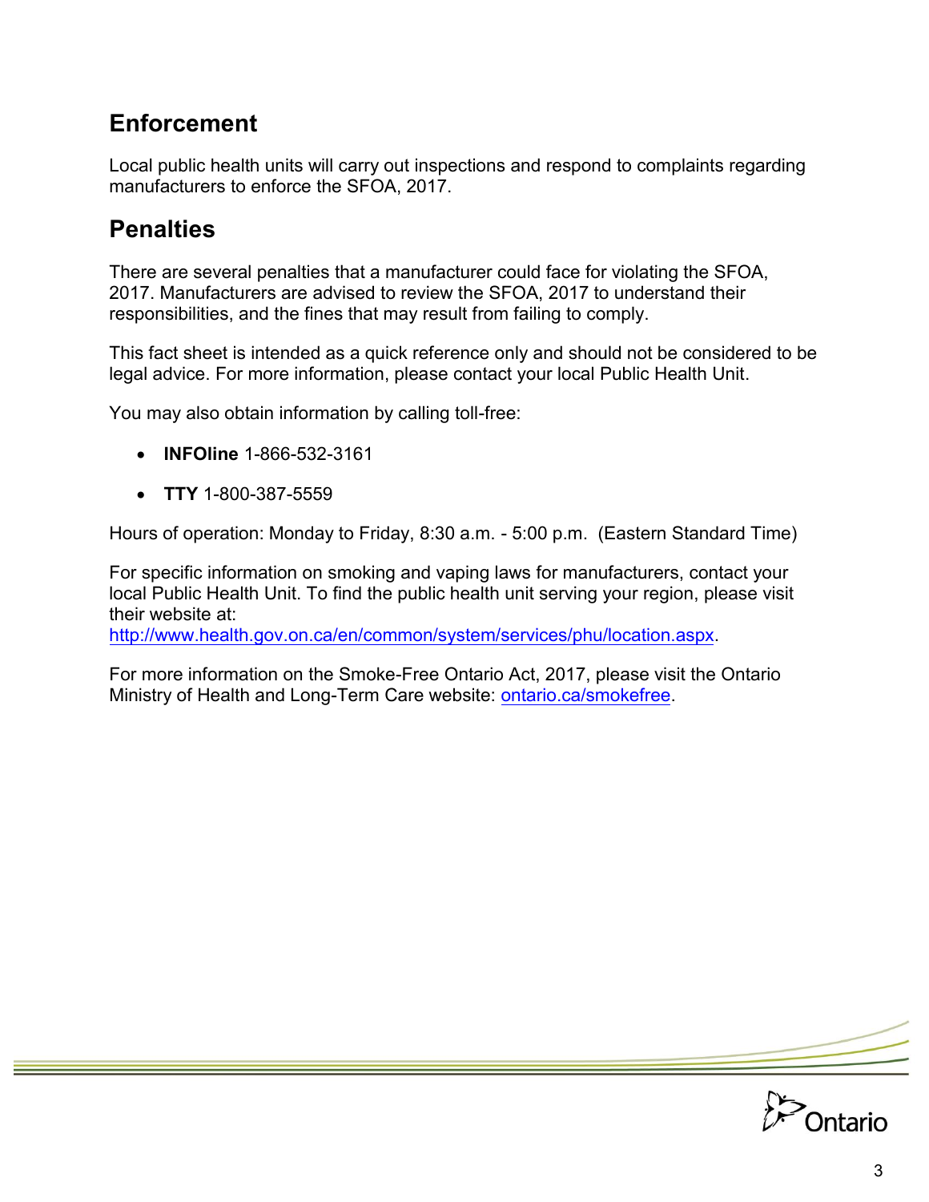## Enforcement

Local public health units will carry out inspections and respond to complaints regarding manufacturers to enforce the SFOA, 2017.

## Penalties

There are several penalties that a manufacturer could face for violating the SFOA, 2017. Manufacturers are advised to review the SFOA, 2017 to understand their responsibilities, and the fines that may result from failing to comply.

This fact sheet is intended as a quick reference only and should not be considered to be legal advice. For more information, please contact your local Public Health Unit.

You may also obtain information by calling toll-free:

- **INFOline** 1-866-532-3161
- **TTY** 1-800-387-5559

Hours of operation: Monday to Friday, 8:30 a.m. - 5:00 p.m. (Eastern Standard Time)

For specific information on smoking and vaping laws for manufacturers, contact your local Public Health Unit. To find the public health unit serving your region, please visit their website at:
http://www.health.gov.on.ca/en/common/system/services/phu/location.aspx.

For more information on the Smoke-Free Ontario Act, 2017, please visit the Ontario Ministry of Health and Long-Term Care website: ontario.ca/smokefree.